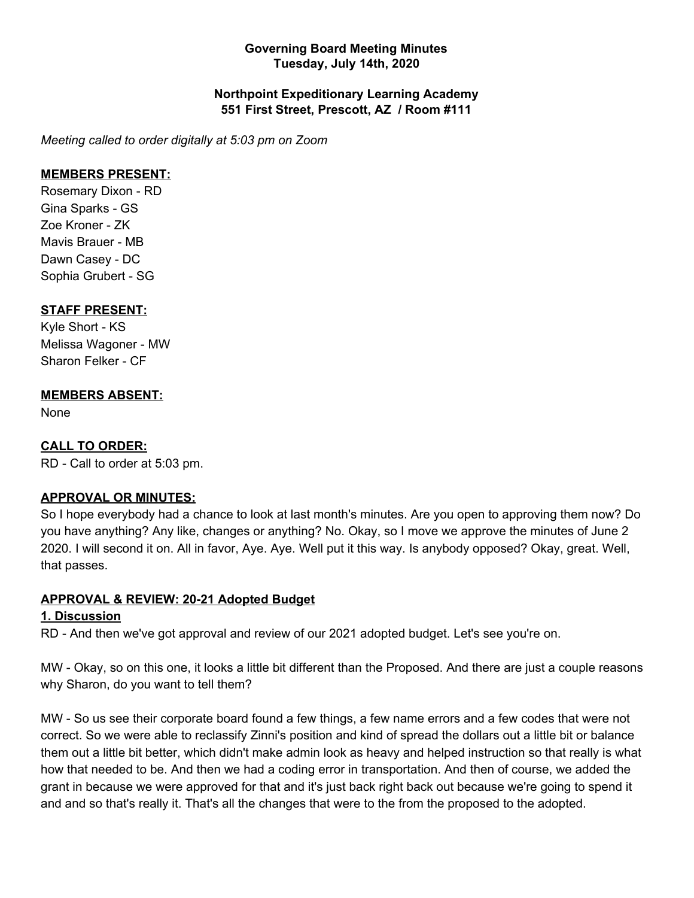**Governing Board Meeting Minutes**
**Tuesday, July 14th, 2020**

**Northpoint Expeditionary Learning Academy**
**551 First Street, Prescott, AZ / Room #111**

*Meeting called to order digitally at 5:03 pm on Zoom*

**MEMBERS PRESENT:**

Rosemary Dixon - RD
Gina Sparks - GS
Zoe Kroner - ZK
Mavis Brauer - MB
Dawn Casey - DC
Sophia Grubert - SG

**STAFF PRESENT:**

Kyle Short - KS
Melissa Wagoner - MW
Sharon Felker - CF

**MEMBERS ABSENT:**

None

**CALL TO ORDER:**

RD - Call to order at 5:03 pm.

**APPROVAL OR MINUTES:**

So I hope everybody had a chance to look at last month's minutes. Are you open to approving them now? Do you have anything? Any like, changes or anything? No. Okay, so I move we approve the minutes of June 2 2020. I will second it on. All in favor, Aye. Aye. Well put it this way. Is anybody opposed? Okay, great. Well, that passes.

**APPROVAL & REVIEW: 20-21 Adopted Budget**

**1. Discussion**

RD - And then we've got approval and review of our 2021 adopted budget. Let's see you're on.

MW - Okay, so on this one, it looks a little bit different than the Proposed. And there are just a couple reasons why Sharon, do you want to tell them?

MW - So us see their corporate board found a few things, a few name errors and a few codes that were not correct. So we were able to reclassify Zinni's position and kind of spread the dollars out a little bit or balance them out a little bit better, which didn't make admin look as heavy and helped instruction so that really is what how that needed to be. And then we had a coding error in transportation. And then of course, we added the grant in because we were approved for that and it's just back right back out because we're going to spend it and and so that's really it. That's all the changes that were to the from the proposed to the adopted.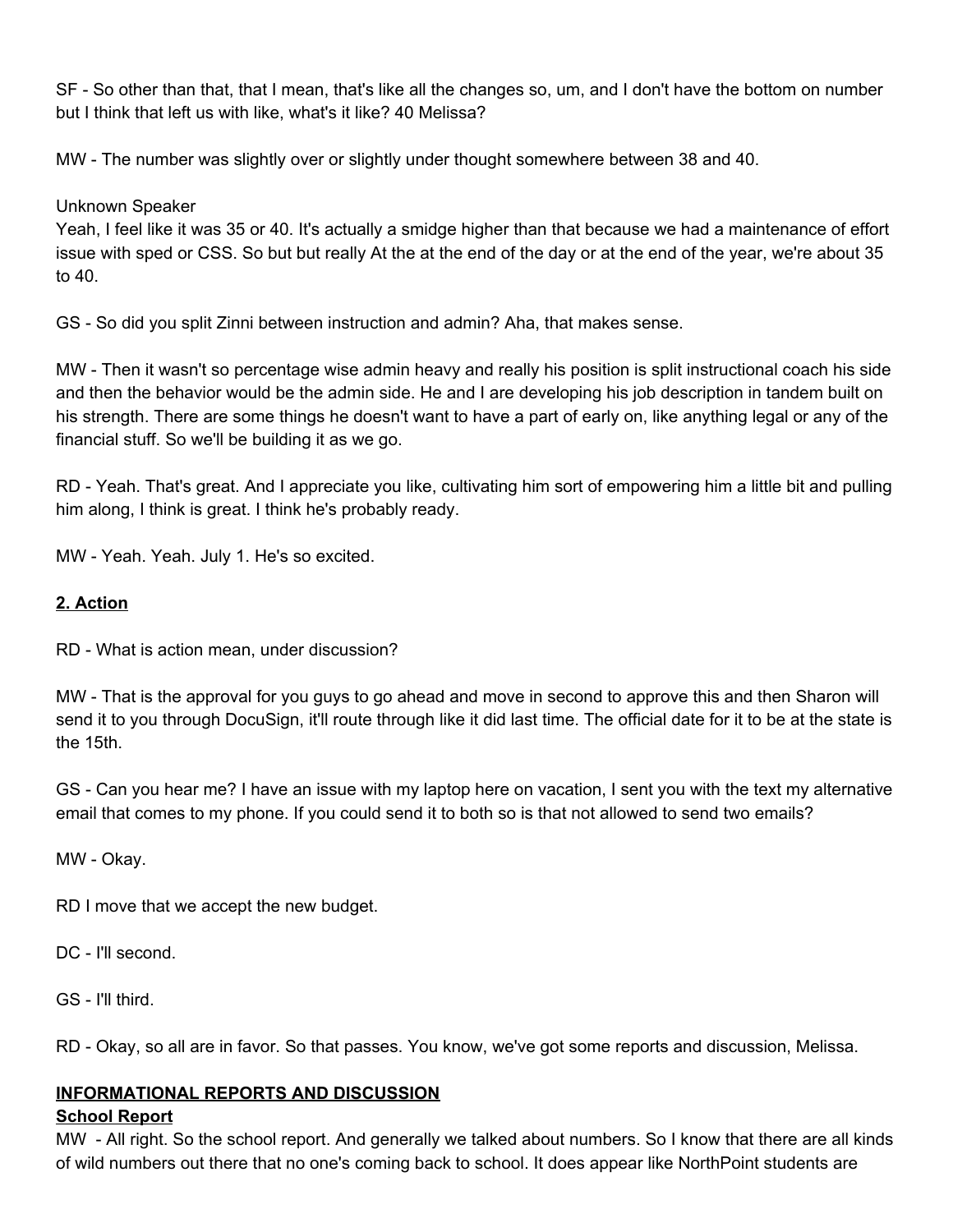SF - So other than that, that I mean, that's like all the changes so, um, and I don't have the bottom on number but I think that left us with like, what's it like? 40 Melissa?

MW - The number was slightly over or slightly under thought somewhere between 38 and 40.

Unknown Speaker
Yeah, I feel like it was 35 or 40. It's actually a smidge higher than that because we had a maintenance of effort issue with sped or CSS. So but but really At the at the end of the day or at the end of the year, we're about 35 to 40.

GS - So did you split Zinni between instruction and admin? Aha, that makes sense.

MW - Then it wasn't so percentage wise admin heavy and really his position is split instructional coach his side and then the behavior would be the admin side. He and I are developing his job description in tandem built on his strength. There are some things he doesn't want to have a part of early on, like anything legal or any of the financial stuff. So we'll be building it as we go.

RD - Yeah. That's great. And I appreciate you like, cultivating him sort of empowering him a little bit and pulling him along, I think is great. I think he's probably ready.

MW - Yeah. Yeah. July 1. He's so excited.

**2. Action**

RD - What is action mean, under discussion?

MW - That is the approval for you guys to go ahead and move in second to approve this and then Sharon will send it to you through DocuSign, it'll route through like it did last time. The official date for it to be at the state is the 15th.

GS - Can you hear me? I have an issue with my laptop here on vacation, I sent you with the text my alternative email that comes to my phone. If you could send it to both so is that not allowed to send two emails?

MW - Okay.

RD I move that we accept the new budget.

DC - I'll second.

GS - I'll third.

RD - Okay, so all are in favor. So that passes. You know, we've got some reports and discussion, Melissa.

## INFORMATIONAL REPORTS AND DISCUSSION

### School Report

MW - All right. So the school report. And generally we talked about numbers. So I know that there are all kinds of wild numbers out there that no one's coming back to school. It does appear like NorthPoint students are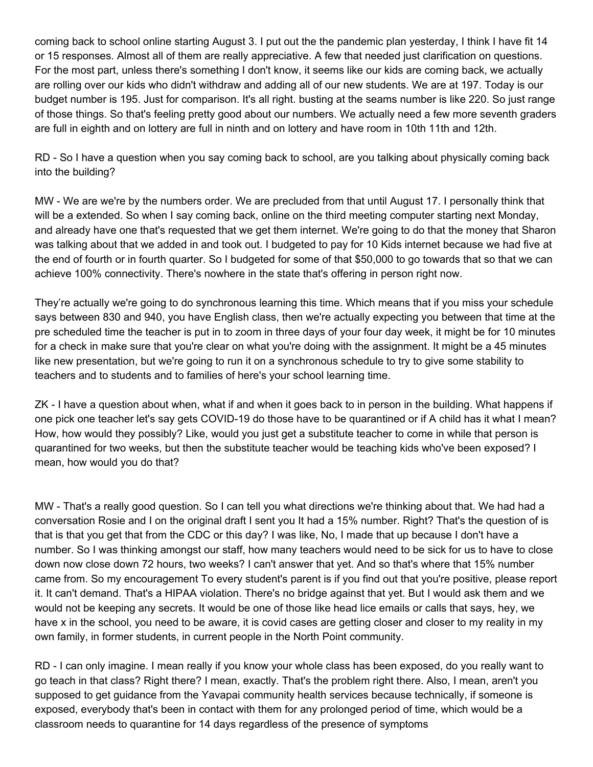coming back to school online starting August 3. I put out the the pandemic plan yesterday, I think I have fit 14 or 15 responses. Almost all of them are really appreciative. A few that needed just clarification on questions. For the most part, unless there's something I don't know, it seems like our kids are coming back, we actually are rolling over our kids who didn't withdraw and adding all of our new students. We are at 197. Today is our budget number is 195. Just for comparison. It's all right. busting at the seams number is like 220. So just range of those things. So that's feeling pretty good about our numbers. We actually need a few more seventh graders are full in eighth and on lottery are full in ninth and on lottery and have room in 10th 11th and 12th.

RD - So I have a question when you say coming back to school, are you talking about physically coming back into the building?

MW - We are we're by the numbers order. We are precluded from that until August 17. I personally think that will be a extended. So when I say coming back, online on the third meeting computer starting next Monday, and already have one that's requested that we get them internet. We're going to do that the money that Sharon was talking about that we added in and took out. I budgeted to pay for 10 Kids internet because we had five at the end of fourth or in fourth quarter. So I budgeted for some of that $50,000 to go towards that so that we can achieve 100% connectivity. There's nowhere in the state that's offering in person right now.

They're actually we're going to do synchronous learning this time. Which means that if you miss your schedule says between 830 and 940, you have English class, then we're actually expecting you between that time at the pre scheduled time the teacher is put in to zoom in three days of your four day week, it might be for 10 minutes for a check in make sure that you're clear on what you're doing with the assignment. It might be a 45 minutes like new presentation, but we're going to run it on a synchronous schedule to try to give some stability to teachers and to students and to families of here's your school learning time.

ZK - I have a question about when, what if and when it goes back to in person in the building. What happens if one pick one teacher let's say gets COVID-19 do those have to be quarantined or if A child has it what I mean? How, how would they possibly? Like, would you just get a substitute teacher to come in while that person is quarantined for two weeks, but then the substitute teacher would be teaching kids who've been exposed? I mean, how would you do that?

MW - That's a really good question. So I can tell you what directions we're thinking about that. We had had a conversation Rosie and I on the original draft I sent you It had a 15% number. Right? That's the question of is that is that you get that from the CDC or this day? I was like, No, I made that up because I don't have a number. So I was thinking amongst our staff, how many teachers would need to be sick for us to have to close down now close down 72 hours, two weeks? I can't answer that yet. And so that's where that 15% number came from. So my encouragement To every student's parent is if you find out that you're positive, please report it. It can't demand. That's a HIPAA violation. There's no bridge against that yet. But I would ask them and we would not be keeping any secrets. It would be one of those like head lice emails or calls that says, hey, we have x in the school, you need to be aware, it is covid cases are getting closer and closer to my reality in my own family, in former students, in current people in the North Point community.

RD - I can only imagine. I mean really if you know your whole class has been exposed, do you really want to go teach in that class? Right there? I mean, exactly. That's the problem right there. Also, I mean, aren't you supposed to get guidance from the Yavapai community health services because technically, if someone is exposed, everybody that's been in contact with them for any prolonged period of time, which would be a classroom needs to quarantine for 14 days regardless of the presence of symptoms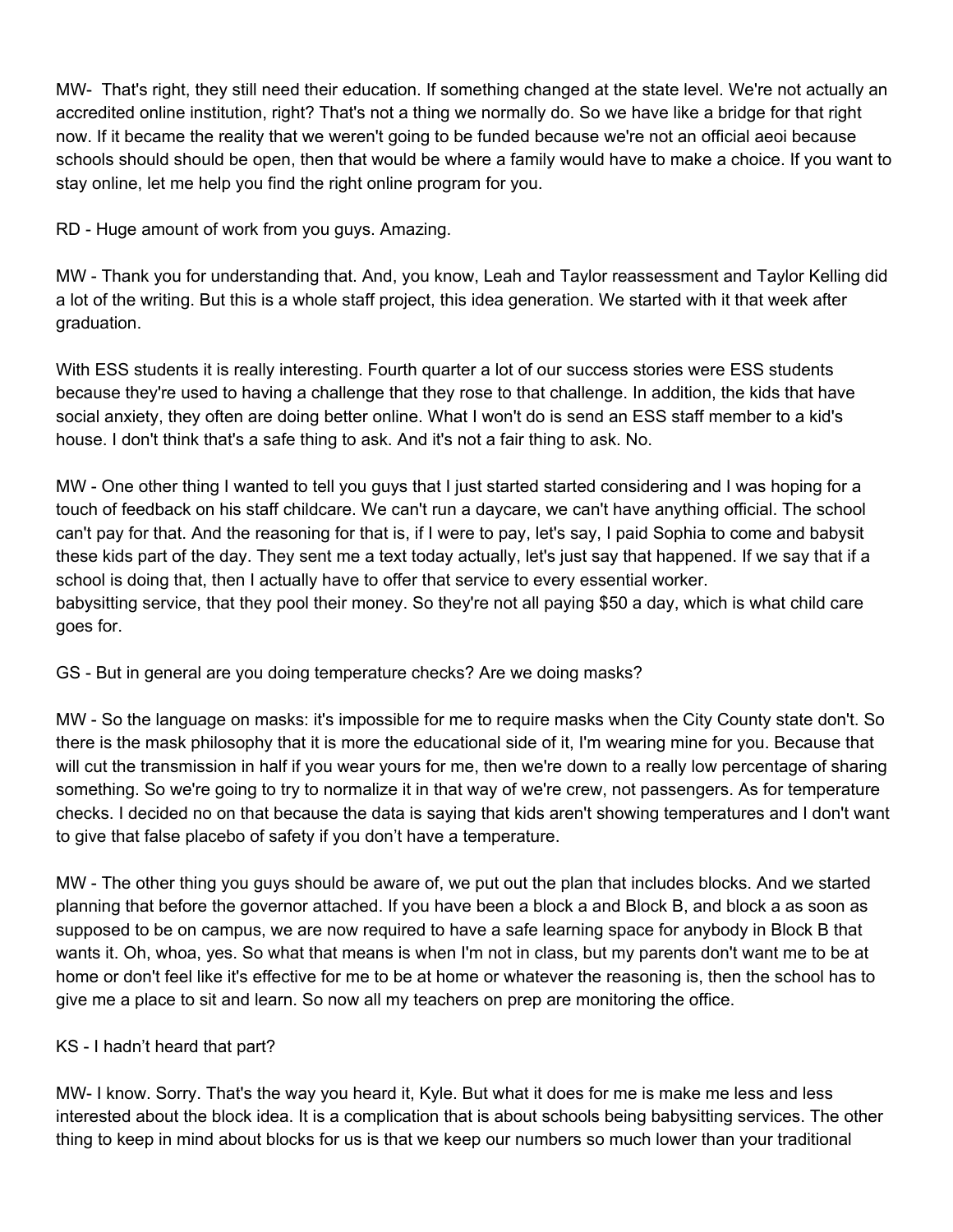MW-  That's right, they still need their education. If something changed at the state level. We're not actually an accredited online institution, right? That's not a thing we normally do. So we have like a bridge for that right now. If it became the reality that we weren't going to be funded because we're not an official aeoi because schools should should be open, then that would be where a family would have to make a choice. If you want to stay online, let me help you find the right online program for you.

RD - Huge amount of work from you guys. Amazing.

MW - Thank you for understanding that. And, you know, Leah and Taylor reassessment and Taylor Kelling did a lot of the writing. But this is a whole staff project, this idea generation. We started with it that week after graduation.

With ESS students it is really interesting. Fourth quarter a lot of our success stories were ESS students because they're used to having a challenge that they rose to that challenge. In addition, the kids that have social anxiety, they often are doing better online. What I won't do is send an ESS staff member to a kid's house. I don't think that's a safe thing to ask. And it's not a fair thing to ask. No.

MW - One other thing I wanted to tell you guys that I just started started considering and I was hoping for a touch of feedback on his staff childcare. We can't run a daycare, we can't have anything official. The school can't pay for that. And the reasoning for that is, if I were to pay, let's say, I paid Sophia to come and babysit these kids part of the day. They sent me a text today actually, let's just say that happened. If we say that if a school is doing that, then I actually have to offer that service to every essential worker.
babysitting service, that they pool their money. So they're not all paying $50 a day, which is what child care goes for.

GS - But in general are you doing temperature checks? Are we doing masks?

MW - So the language on masks: it's impossible for me to require masks when the City County state don't. So there is the mask philosophy that it is more the educational side of it, I'm wearing mine for you. Because that will cut the transmission in half if you wear yours for me, then we're down to a really low percentage of sharing something. So we're going to try to normalize it in that way of we're crew, not passengers. As for temperature checks. I decided no on that because the data is saying that kids aren't showing temperatures and I don't want to give that false placebo of safety if you don't have a temperature.

MW - The other thing you guys should be aware of, we put out the plan that includes blocks. And we started planning that before the governor attached. If you have been a block a and Block B, and block a as soon as supposed to be on campus, we are now required to have a safe learning space for anybody in Block B that wants it. Oh, whoa, yes. So what that means is when I'm not in class, but my parents don't want me to be at home or don't feel like it's effective for me to be at home or whatever the reasoning is, then the school has to give me a place to sit and learn. So now all my teachers on prep are monitoring the office.

KS - I hadn't heard that part?

MW- I know. Sorry. That's the way you heard it, Kyle. But what it does for me is make me less and less interested about the block idea. It is a complication that is about schools being babysitting services. The other thing to keep in mind about blocks for us is that we keep our numbers so much lower than your traditional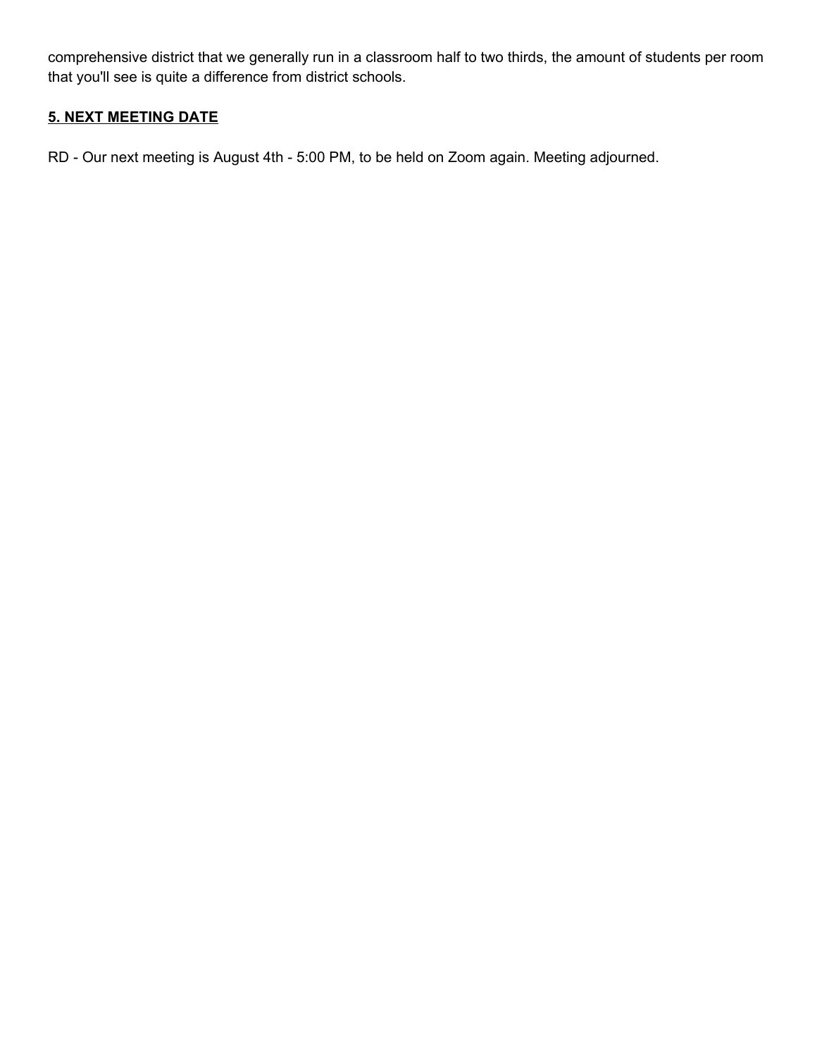comprehensive district that we generally run in a classroom half to two thirds, the amount of students per room that you'll see is quite a difference from district schools.

## 5. NEXT MEETING DATE

RD - Our next meeting is August 4th - 5:00 PM, to be held on Zoom again. Meeting adjourned.